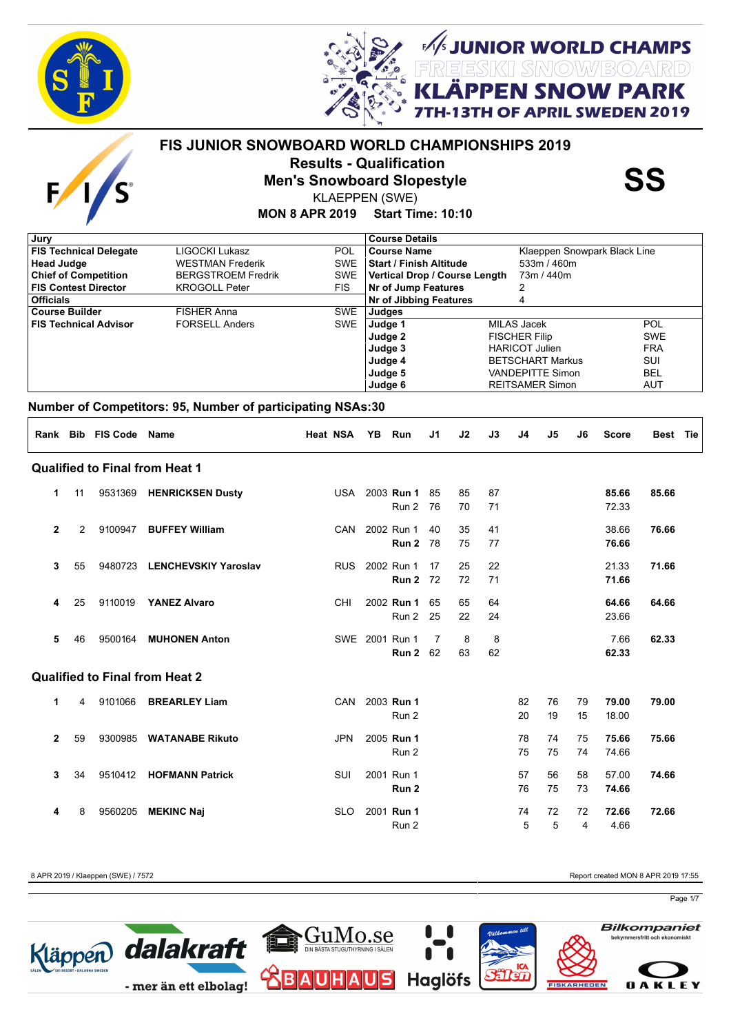# JUNIOR WORLD CHAMPS FREESKI SNOWBOARD KLÄPPEN SNOW PARK

7TH-13TH OF APRIL SWEDEN 2019

## FIS JUNIOR SNOWBOARD WORLD CHAMPIONSHIPS 2019

**Results - Qualification**

**Men's Snowboard Slopestyle**

KLAEPPEN (SWE)

**MON 8 APR 2019 Start Time: 10:10**

**SS**

| Jury | | |
|---|---|---|
| **FIS Technical Delegate** | LIGOCKI Lukasz | POL |
| **Head Judge** | WESTMAN Frederik | SWE |
| **Chief of Competition** | BERGSTROEM Fredrik | SWE |
| **FIS Contest Director** | KROGOLL Peter | FIS |
| **Officials** | | |
| **Course Builder** | FISHER Anna | SWE |
| **FIS Technical Advisor** | FORSELL Anders | SWE |

| Course Details | |
|---|---|
| **Course Name** | Klaeppen Snowpark Black Line |
| **Start / Finish Altitude** | 533m / 460m |
| **Vertical Drop / Course Length** | 73m / 440m |
| **Nr of Jump Features** | 2 |
| **Nr of Jibbing Features** | 4 |

| Judges | | |
|---|---|---|
| **Judge 1** | MILAS Jacek | POL |
| **Judge 2** | FISCHER Filip | SWE |
| **Judge 3** | HARICOT Julien | FRA |
| **Judge 4** | BETSCHART Markus | SUI |
| **Judge 5** | VANDEPITTE Simon | BEL |
| **Judge 6** | REITSAMER Simon | AUT |

### Number of Competitors: 95, Number of participating NSAs:30

| Rank | Bib | FIS Code | Name | Heat | NSA | YB | Run | J1 | J2 | J3 | J4 | J5 | J6 | Score | Best | Tie |
|---|---|---|---|---|---|---|---|---|---|---|---|---|---|---|---|---|
| **Qualified to Final from Heat 1** | | | | | | | | | | | | | | | | |
| **1** | 11 | 9531369 | **HENRICKSEN Dusty** | | USA | 2003 | **Run 1** | 85 | 85 | 87 | | | | **85.66** | **85.66** | |
| | | | | | | | Run 2 | 76 | 70 | 71 | | | | 72.33 | | |
| **2** | 2 | 9100947 | **BUFFEY William** | | CAN | 2002 | Run 1 | 40 | 35 | 41 | | | | 38.66 | **76.66** | |
| | | | | | | | **Run 2** | 78 | 75 | 77 | | | | **76.66** | | |
| **3** | 55 | 9480723 | **LENCHEVSKIY Yaroslav** | | RUS | 2002 | Run 1 | 17 | 25 | 22 | | | | 21.33 | **71.66** | |
| | | | | | | | **Run 2** | 72 | 72 | 71 | | | | **71.66** | | |
| **4** | 25 | 9110019 | **YANEZ Alvaro** | | CHI | 2002 | **Run 1** | 65 | 65 | 64 | | | | **64.66** | **64.66** | |
| | | | | | | | Run 2 | 25 | 22 | 24 | | | | 23.66 | | |
| **5** | 46 | 9500164 | **MUHONEN Anton** | | SWE | 2001 | Run 1 | 7 | 8 | 8 | | | | 7.66 | **62.33** | |
| | | | | | | | **Run 2** | 62 | 63 | 62 | | | | **62.33** | | |
| **Qualified to Final from Heat 2** | | | | | | | | | | | | | | | | |
| **1** | 4 | 9101066 | **BREARLEY Liam** | | CAN | 2003 | **Run 1** | | | | 82 | 76 | 79 | **79.00** | **79.00** | |
| | | | | | | | Run 2 | | | | 20 | 19 | 15 | 18.00 | | |
| **2** | 59 | 9300985 | **WATANABE Rikuto** | | JPN | 2005 | **Run 1** | | | | 78 | 74 | 75 | **75.66** | **75.66** | |
| | | | | | | | Run 2 | | | | 75 | 75 | 74 | 74.66 | | |
| **3** | 34 | 9510412 | **HOFMANN Patrick** | | SUI | 2001 | Run 1 | | | | 57 | 56 | 58 | 57.00 | **74.66** | |
| | | | | | | | **Run 2** | | | | 76 | 75 | 73 | **74.66** | | |
| **4** | 8 | 9560205 | **MEKINC Naj** | | SLO | 2001 | **Run 1** | | | | 74 | 72 | 72 | **72.66** | **72.66** | |
| | | | | | | | Run 2 | | | | 5 | 5 | 4 | 4.66 | | |

8 APR 2019 / Klaeppen (SWE) / 7572

Report created MON 8 APR 2019 17:55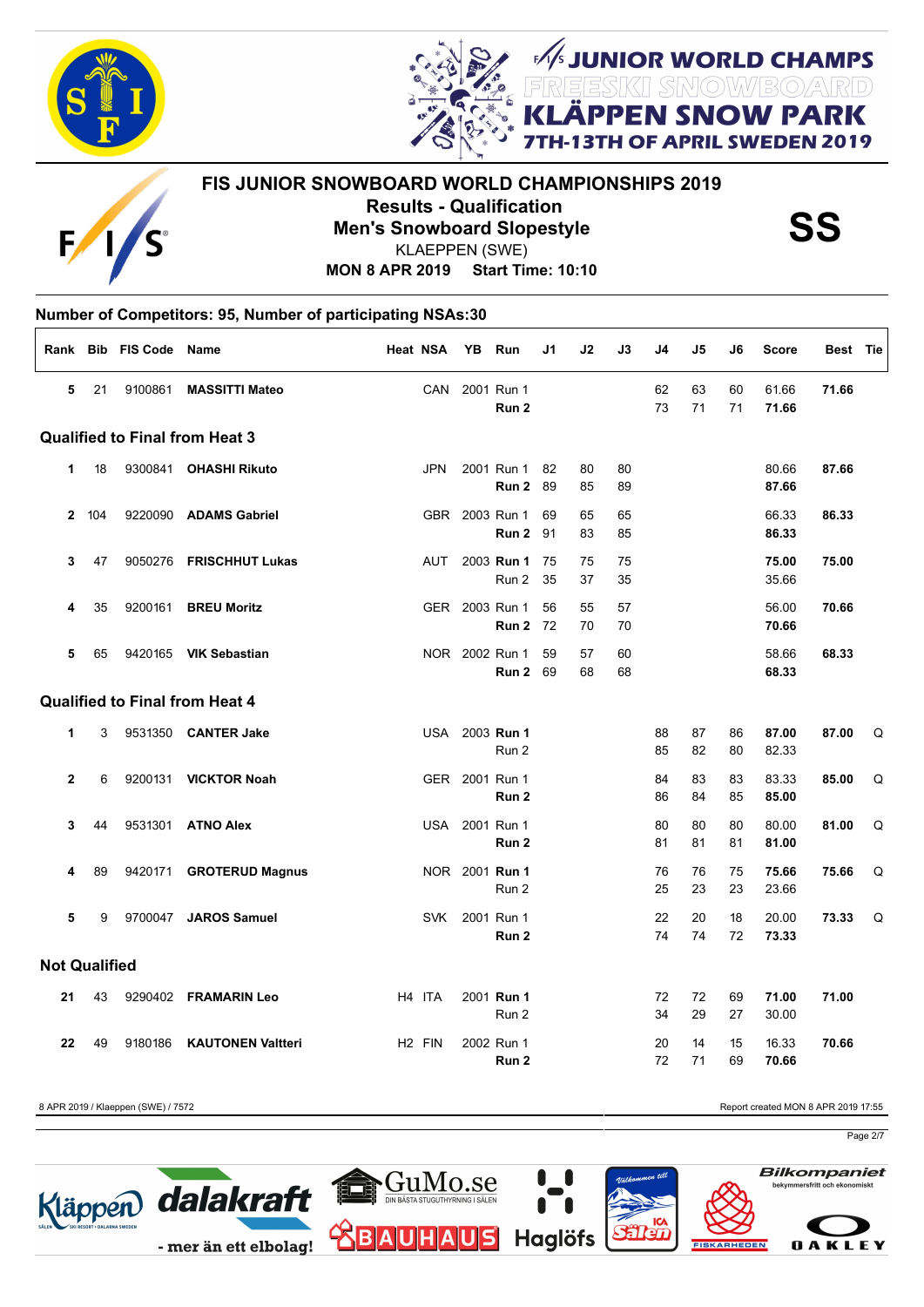# FIS JUNIOR SNOWBOARD WORLD CHAMPIONSHIPS 2019

**Results - Qualification**

**Men's Snowboard Slopestyle**

KLAEPPEN (SWE)

**MON 8 APR 2019 Start Time: 10:10**

**SS**

JUNIOR WORLD CHAMPS FREESKI SNOWBOARD KLÄPPEN SNOW PARK 7TH-13TH OF APRIL SWEDEN 2019

## Number of Competitors: 95, Number of participating NSAs:30

| Rank | Bib | FIS Code | Name | Heat | NSA | YB | Run | J1 | J2 | J3 | J4 | J5 | J6 | Score | Best | Tie |
|---|---|---|---|---|---|---|---|---|---|---|---|---|---|---|---|---|
| 5 | 21 | 9100861 | **MASSITTI Mateo** | | CAN | 2001 | Run 1 | | | | 62 | 63 | 60 | 61.66 | **71.66** | |
| | | | | | | | **Run 2** | | | | 73 | 71 | 71 | **71.66** | | |
| **Qualified to Final from Heat 3** | | | | | | | | | | | | | | | | |
| 1 | 18 | 9300841 | **OHASHI Rikuto** | | JPN | 2001 | Run 1 | 82 | 80 | 80 | | | | 80.66 | **87.66** | |
| | | | | | | | **Run 2** | 89 | 85 | 89 | | | | **87.66** | | |
| 2 | 104 | 9220090 | **ADAMS Gabriel** | | GBR | 2003 | Run 1 | 69 | 65 | 65 | | | | 66.33 | **86.33** | |
| | | | | | | | **Run 2** | 91 | 83 | 85 | | | | **86.33** | | |
| 3 | 47 | 9050276 | **FRISCHHUT Lukas** | | AUT | 2003 | **Run 1** | 75 | 75 | 75 | | | | **75.00** | **75.00** | |
| | | | | | | | Run 2 | 35 | 37 | 35 | | | | 35.66 | | |
| 4 | 35 | 9200161 | **BREU Moritz** | | GER | 2003 | Run 1 | 56 | 55 | 57 | | | | 56.00 | **70.66** | |
| | | | | | | | **Run 2** | 72 | 70 | 70 | | | | **70.66** | | |
| 5 | 65 | 9420165 | **VIK Sebastian** | | NOR | 2002 | Run 1 | 59 | 57 | 60 | | | | 58.66 | **68.33** | |
| | | | | | | | **Run 2** | 69 | 68 | 68 | | | | **68.33** | | |
| **Qualified to Final from Heat 4** | | | | | | | | | | | | | | | | |
| 1 | 3 | 9531350 | **CANTER Jake** | | USA | 2003 | **Run 1** | | | | 88 | 87 | 86 | **87.00** | **87.00** | Q |
| | | | | | | | Run 2 | | | | 85 | 82 | 80 | 82.33 | | |
| 2 | 6 | 9200131 | **VICKTOR Noah** | | GER | 2001 | Run 1 | | | | 84 | 83 | 83 | 83.33 | **85.00** | Q |
| | | | | | | | **Run 2** | | | | 86 | 84 | 85 | **85.00** | | |
| 3 | 44 | 9531301 | **ATNO Alex** | | USA | 2001 | Run 1 | | | | 80 | 80 | 80 | 80.00 | **81.00** | Q |
| | | | | | | | **Run 2** | | | | 81 | 81 | 81 | **81.00** | | |
| 4 | 89 | 9420171 | **GROTERUD Magnus** | | NOR | 2001 | **Run 1** | | | | 76 | 76 | 75 | **75.66** | **75.66** | Q |
| | | | | | | | Run 2 | | | | 25 | 23 | 23 | 23.66 | | |
| 5 | 9 | 9700047 | **JAROS Samuel** | | SVK | 2001 | Run 1 | | | | 22 | 20 | 18 | 20.00 | **73.33** | Q |
| | | | | | | | **Run 2** | | | | 74 | 74 | 72 | **73.33** | | |
| **Not Qualified** | | | | | | | | | | | | | | | | |
| 21 | 43 | 9290402 | **FRAMARIN Leo** | H4 | ITA | 2001 | **Run 1** | | | | 72 | 72 | 69 | **71.00** | **71.00** | |
| | | | | | | | Run 2 | | | | 34 | 29 | 27 | 30.00 | | |
| 22 | 49 | 9180186 | **KAUTONEN Valtteri** | H2 | FIN | 2002 | Run 1 | | | | 20 | 14 | 15 | 16.33 | **70.66** | |
| | | | | | | | **Run 2** | | | | 72 | 71 | 69 | **70.66** | | |

8 APR 2019 / Klaeppen (SWE) / 7572

Report created MON 8 APR 2019 17:55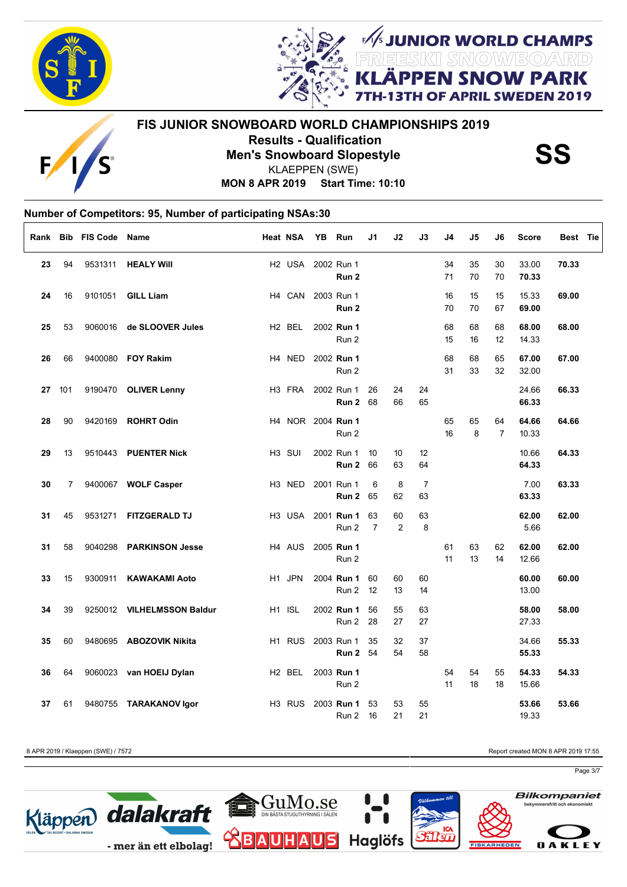# FIS JUNIOR SNOWBOARD WORLD CHAMPIONSHIPS 2019

## Results - Qualification

## Men's Snowboard Slopestyle

**SS**

KLAEPPEN (SWE)

**MON 8 APR 2019 Start Time: 10:10**

### Number of Competitors: 95, Number of participating NSAs:30

| Rank | Bib | FIS Code | Name | Heat | NSA | YB | Run | J1 | J2 | J3 | J4 | J5 | J6 | Score | Best | Tie |
|---|---|---|---|---|---|---|---|---|---|---|---|---|---|---|---|---|
| **23** | 94 | 9531311 | **HEALY Will** | H2 | USA | 2002 | Run 1 | | | | 34 | 35 | 30 | 33.00 | **70.33** | |
| | | | | | | | **Run 2** | | | | 71 | 70 | 70 | **70.33** | | |
| **24** | 16 | 9101051 | **GILL Liam** | H4 | CAN | 2003 | Run 1 | | | | 16 | 15 | 15 | 15.33 | **69.00** | |
| | | | | | | | **Run 2** | | | | 70 | 70 | 67 | **69.00** | | |
| **25** | 53 | 9060016 | **de SLOOVER Jules** | H2 | BEL | 2002 | **Run 1** | | | | 68 | 68 | 68 | **68.00** | **68.00** | |
| | | | | | | | Run 2 | | | | 15 | 16 | 12 | 14.33 | | |
| **26** | 66 | 9400080 | **FOY Rakim** | H4 | NED | 2002 | **Run 1** | | | | 68 | 68 | 65 | **67.00** | **67.00** | |
| | | | | | | | Run 2 | | | | 31 | 33 | 32 | 32.00 | | |
| **27** | 101 | 9190470 | **OLIVER Lenny** | H3 | FRA | 2002 | Run 1 | 26 | 24 | 24 | | | | 24.66 | **66.33** | |
| | | | | | | | **Run 2** | 68 | 66 | 65 | | | | **66.33** | | |
| **28** | 90 | 9420169 | **ROHRT Odin** | H4 | NOR | 2004 | **Run 1** | | | | 65 | 65 | 64 | **64.66** | **64.66** | |
| | | | | | | | Run 2 | | | | 16 | 8 | 7 | 10.33 | | |
| **29** | 13 | 9510443 | **PUENTER Nick** | H3 | SUI | 2002 | Run 1 | 10 | 10 | 12 | | | | 10.66 | **64.33** | |
| | | | | | | | **Run 2** | 66 | 63 | 64 | | | | **64.33** | | |
| **30** | 7 | 9400067 | **WOLF Casper** | H3 | NED | 2001 | Run 1 | 6 | 8 | 7 | | | | 7.00 | **63.33** | |
| | | | | | | | **Run 2** | 65 | 62 | 63 | | | | **63.33** | | |
| **31** | 45 | 9531271 | **FITZGERALD TJ** | H3 | USA | 2001 | **Run 1** | 63 | 60 | 63 | | | | **62.00** | **62.00** | |
| | | | | | | | Run 2 | 7 | 2 | 8 | | | | 5.66 | | |
| **31** | 58 | 9040298 | **PARKINSON Jesse** | H4 | AUS | 2005 | **Run 1** | | | | 61 | 63 | 62 | **62.00** | **62.00** | |
| | | | | | | | Run 2 | | | | 11 | 13 | 14 | 12.66 | | |
| **33** | 15 | 9300911 | **KAWAKAMI Aoto** | H1 | JPN | 2004 | **Run 1** | 60 | 60 | 60 | | | | **60.00** | **60.00** | |
| | | | | | | | Run 2 | 12 | 13 | 14 | | | | 13.00 | | |
| **34** | 39 | 9250012 | **VILHELMSSON Baldur** | H1 | ISL | 2002 | **Run 1** | 56 | 55 | 63 | | | | **58.00** | **58.00** | |
| | | | | | | | Run 2 | 28 | 27 | 27 | | | | 27.33 | | |
| **35** | 60 | 9480695 | **ABOZOVIK Nikita** | H1 | RUS | 2003 | Run 1 | 35 | 32 | 37 | | | | 34.66 | **55.33** | |
| | | | | | | | **Run 2** | 54 | 54 | 58 | | | | **55.33** | | |
| **36** | 64 | 9060023 | **van HOEIJ Dylan** | H2 | BEL | 2003 | **Run 1** | | | | 54 | 54 | 55 | **54.33** | **54.33** | |
| | | | | | | | Run 2 | | | | 11 | 18 | 18 | 15.66 | | |
| **37** | 61 | 9480755 | **TARAKANOV Igor** | H3 | RUS | 2003 | **Run 1** | 53 | 53 | 55 | | | | **53.66** | **53.66** | |
| | | | | | | | Run 2 | 16 | 21 | 21 | | | | 19.33 | | |

8 APR 2019 / Klaeppen (SWE) / 7572

Report created MON 8 APR 2019 17:55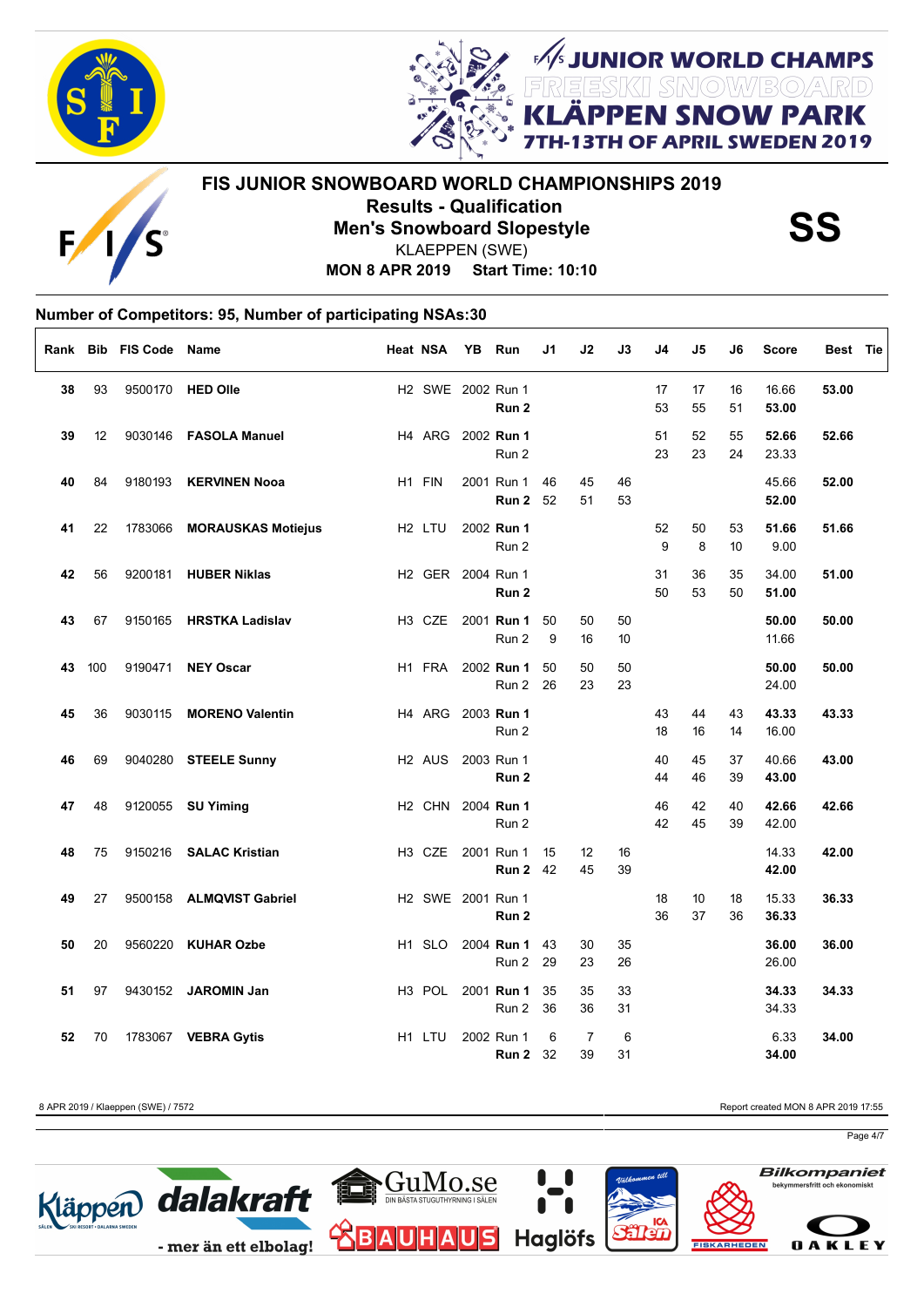# FIS JUNIOR SNOWBOARD WORLD CHAMPIONSHIPS 2019

## Results - Qualification

## Men's Snowboard Slopestyle

**SS**

KLAEPPEN (SWE)

**MON 8 APR 2019 Start Time: 10:10**

### Number of Competitors: 95, Number of participating NSAs:30

| Rank | Bib | FIS Code | Name | Heat | NSA | YB | Run | J1 | J2 | J3 | J4 | J5 | J6 | Score | Best | Tie |
|---|---|---|---|---|---|---|---|---|---|---|---|---|---|---|---|---|
| 38 | 93 | 9500170 | **HED Olle** | H2 | SWE | 2002 | Run 1 | | | | 17 | 17 | 16 | 16.66 | **53.00** | |
| | | | | | | | **Run 2** | | | | 53 | 55 | 51 | **53.00** | | |
| 39 | 12 | 9030146 | **FASOLA Manuel** | H4 | ARG | 2002 | **Run 1** | | | | 51 | 52 | 55 | **52.66** | **52.66** | |
| | | | | | | | Run 2 | | | | 23 | 23 | 24 | 23.33 | | |
| 40 | 84 | 9180193 | **KERVINEN Nooa** | H1 | FIN | 2001 | Run 1 | 46 | 45 | 46 | | | | 45.66 | **52.00** | |
| | | | | | | | **Run 2** | 52 | 51 | 53 | | | | **52.00** | | |
| 41 | 22 | 1783066 | **MORAUSKAS Motiejus** | H2 | LTU | 2002 | **Run 1** | | | | 52 | 50 | 53 | **51.66** | **51.66** | |
| | | | | | | | Run 2 | | | | 9 | 8 | 10 | 9.00 | | |
| 42 | 56 | 9200181 | **HUBER Niklas** | H2 | GER | 2004 | Run 1 | | | | 31 | 36 | 35 | 34.00 | **51.00** | |
| | | | | | | | **Run 2** | | | | 50 | 53 | 50 | **51.00** | | |
| 43 | 67 | 9150165 | **HRSTKA Ladislav** | H3 | CZE | 2001 | **Run 1** | 50 | 50 | 50 | | | | **50.00** | **50.00** | |
| | | | | | | | Run 2 | 9 | 16 | 10 | | | | 11.66 | | |
| 43 | 100 | 9190471 | **NEY Oscar** | H1 | FRA | 2002 | **Run 1** | 50 | 50 | 50 | | | | **50.00** | **50.00** | |
| | | | | | | | Run 2 | 26 | 23 | 23 | | | | 24.00 | | |
| 45 | 36 | 9030115 | **MORENO Valentin** | H4 | ARG | 2003 | **Run 1** | | | | 43 | 44 | 43 | **43.33** | **43.33** | |
| | | | | | | | Run 2 | | | | 18 | 16 | 14 | 16.00 | | |
| 46 | 69 | 9040280 | **STEELE Sunny** | H2 | AUS | 2003 | Run 1 | | | | 40 | 45 | 37 | 40.66 | **43.00** | |
| | | | | | | | **Run 2** | | | | 44 | 46 | 39 | **43.00** | | |
| 47 | 48 | 9120055 | **SU Yiming** | H2 | CHN | 2004 | **Run 1** | | | | 46 | 42 | 40 | **42.66** | **42.66** | |
| | | | | | | | Run 2 | | | | 42 | 45 | 39 | 42.00 | | |
| 48 | 75 | 9150216 | **SALAC Kristian** | H3 | CZE | 2001 | Run 1 | 15 | 12 | 16 | | | | 14.33 | **42.00** | |
| | | | | | | | **Run 2** | 42 | 45 | 39 | | | | **42.00** | | |
| 49 | 27 | 9500158 | **ALMQVIST Gabriel** | H2 | SWE | 2001 | Run 1 | | | | 18 | 10 | 18 | 15.33 | **36.33** | |
| | | | | | | | **Run 2** | | | | 36 | 37 | 36 | **36.33** | | |
| 50 | 20 | 9560220 | **KUHAR Ozbe** | H1 | SLO | 2004 | **Run 1** | 43 | 30 | 35 | | | | **36.00** | **36.00** | |
| | | | | | | | Run 2 | 29 | 23 | 26 | | | | 26.00 | | |
| 51 | 97 | 9430152 | **JAROMIN Jan** | H3 | POL | 2001 | **Run 1** | 35 | 35 | 33 | | | | **34.33** | **34.33** | |
| | | | | | | | Run 2 | 36 | 36 | 31 | | | | 34.33 | | |
| 52 | 70 | 1783067 | **VEBRA Gytis** | H1 | LTU | 2002 | Run 1 | 6 | 7 | 6 | | | | 6.33 | **34.00** | |
| | | | | | | | **Run 2** | 32 | 39 | 31 | | | | **34.00** | | |

8 APR 2019 / Klaeppen (SWE) / 7572

Report created MON 8 APR 2019 17:55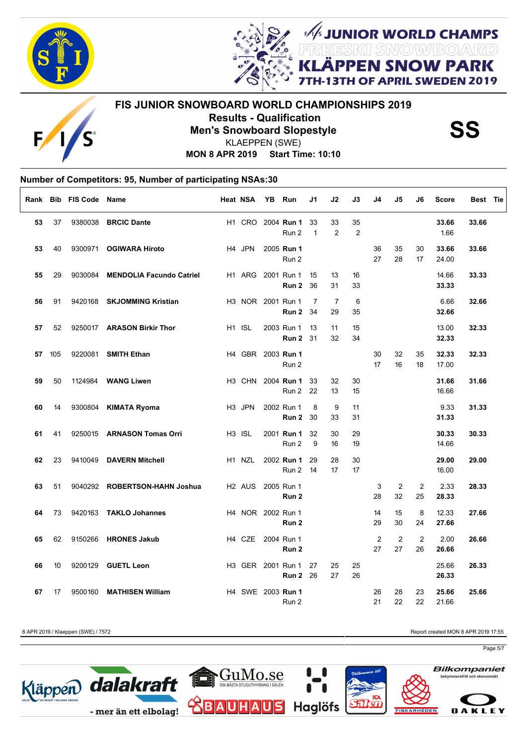JUNIOR WORLD CHAMPS
FREESKI SNOWBOARD
KLÄPPEN SNOW PARK
7TH-13TH OF APRIL SWEDEN 2019

# FIS JUNIOR SNOWBOARD WORLD CHAMPIONSHIPS 2019

## Results - Qualification

## Men's Snowboard Slopestyle

**SS**

KLAEPPEN (SWE)

**MON 8 APR 2019 Start Time: 10:10**

### Number of Competitors: 95, Number of participating NSAs:30

| Rank | Bib | FIS Code | Name | Heat | NSA | YB | Run | J1 | J2 | J3 | J4 | J5 | J6 | Score | Best | Tie |
|---|---|---|---|---|---|---|---|---|---|---|---|---|---|---|---|---|
| **53** | 37 | 9380038 | **BRCIC Dante** | H1 | CRO | 2004 | **Run 1** | 33 | 33 | 35 | | | | **33.66** | **33.66** | |
| | | | | | | | Run 2 | 1 | 2 | 2 | | | | 1.66 | | |
| **53** | 40 | 9300971 | **OGIWARA Hiroto** | H4 | JPN | 2005 | **Run 1** | | | | 36 | 35 | 30 | **33.66** | **33.66** | |
| | | | | | | | Run 2 | | | | 27 | 28 | 17 | 24.00 | | |
| **55** | 29 | 9030084 | **MENDOLIA Facundo Catriel** | H1 | ARG | 2001 | Run 1 | 15 | 13 | 16 | | | | 14.66 | **33.33** | |
| | | | | | | | **Run 2** | 36 | 31 | 33 | | | | **33.33** | | |
| **56** | 91 | 9420168 | **SKJOMMING Kristian** | H3 | NOR | 2001 | Run 1 | 7 | 7 | 6 | | | | 6.66 | **32.66** | |
| | | | | | | | **Run 2** | 34 | 29 | 35 | | | | **32.66** | | |
| **57** | 52 | 9250017 | **ARASON Birkir Thor** | H1 | ISL | 2003 | Run 1 | 13 | 11 | 15 | | | | 13.00 | **32.33** | |
| | | | | | | | **Run 2** | 31 | 32 | 34 | | | | **32.33** | | |
| **57** | 105 | 9220081 | **SMITH Ethan** | H4 | GBR | 2003 | **Run 1** | | | | 30 | 32 | 35 | **32.33** | **32.33** | |
| | | | | | | | Run 2 | | | | 17 | 16 | 18 | 17.00 | | |
| **59** | 50 | 1124984 | **WANG Liwen** | H3 | CHN | 2004 | **Run 1** | 33 | 32 | 30 | | | | **31.66** | **31.66** | |
| | | | | | | | Run 2 | 22 | 13 | 15 | | | | 16.66 | | |
| **60** | 14 | 9300804 | **KIMATA Ryoma** | H3 | JPN | 2002 | Run 1 | 8 | 9 | 11 | | | | 9.33 | **31.33** | |
| | | | | | | | **Run 2** | 30 | 33 | 31 | | | | **31.33** | | |
| **61** | 41 | 9250015 | **ARNASON Tomas Orri** | H3 | ISL | 2001 | **Run 1** | 32 | 30 | 29 | | | | **30.33** | **30.33** | |
| | | | | | | | Run 2 | 9 | 16 | 19 | | | | 14.66 | | |
| **62** | 23 | 9410049 | **DAVERN Mitchell** | H1 | NZL | 2002 | **Run 1** | 29 | 28 | 30 | | | | **29.00** | **29.00** | |
| | | | | | | | Run 2 | 14 | 17 | 17 | | | | 16.00 | | |
| **63** | 51 | 9040292 | **ROBERTSON-HAHN Joshua** | H2 | AUS | 2005 | Run 1 | | | | 3 | 2 | 2 | 2.33 | **28.33** | |
| | | | | | | | **Run 2** | | | | 28 | 32 | 25 | **28.33** | | |
| **64** | 73 | 9420163 | **TAKLO Johannes** | H4 | NOR | 2002 | Run 1 | | | | 14 | 15 | 8 | 12.33 | **27.66** | |
| | | | | | | | **Run 2** | | | | 29 | 30 | 24 | **27.66** | | |
| **65** | 62 | 9150266 | **HRONES Jakub** | H4 | CZE | 2004 | Run 1 | | | | 2 | 2 | 2 | 2.00 | **26.66** | |
| | | | | | | | **Run 2** | | | | 27 | 27 | 26 | **26.66** | | |
| **66** | 10 | 9200129 | **GUETL Leon** | H3 | GER | 2001 | Run 1 | 27 | 25 | 25 | | | | 25.66 | **26.33** | |
| | | | | | | | **Run 2** | 26 | 27 | 26 | | | | **26.33** | | |
| **67** | 17 | 9500160 | **MATHISEN William** | H4 | SWE | 2003 | **Run 1** | | | | 26 | 28 | 23 | **25.66** | **25.66** | |
| | | | | | | | Run 2 | | | | 21 | 22 | 22 | 21.66 | | |

8 APR 2019 / Klaeppen (SWE) / 7572

Report created MON 8 APR 2019 17:55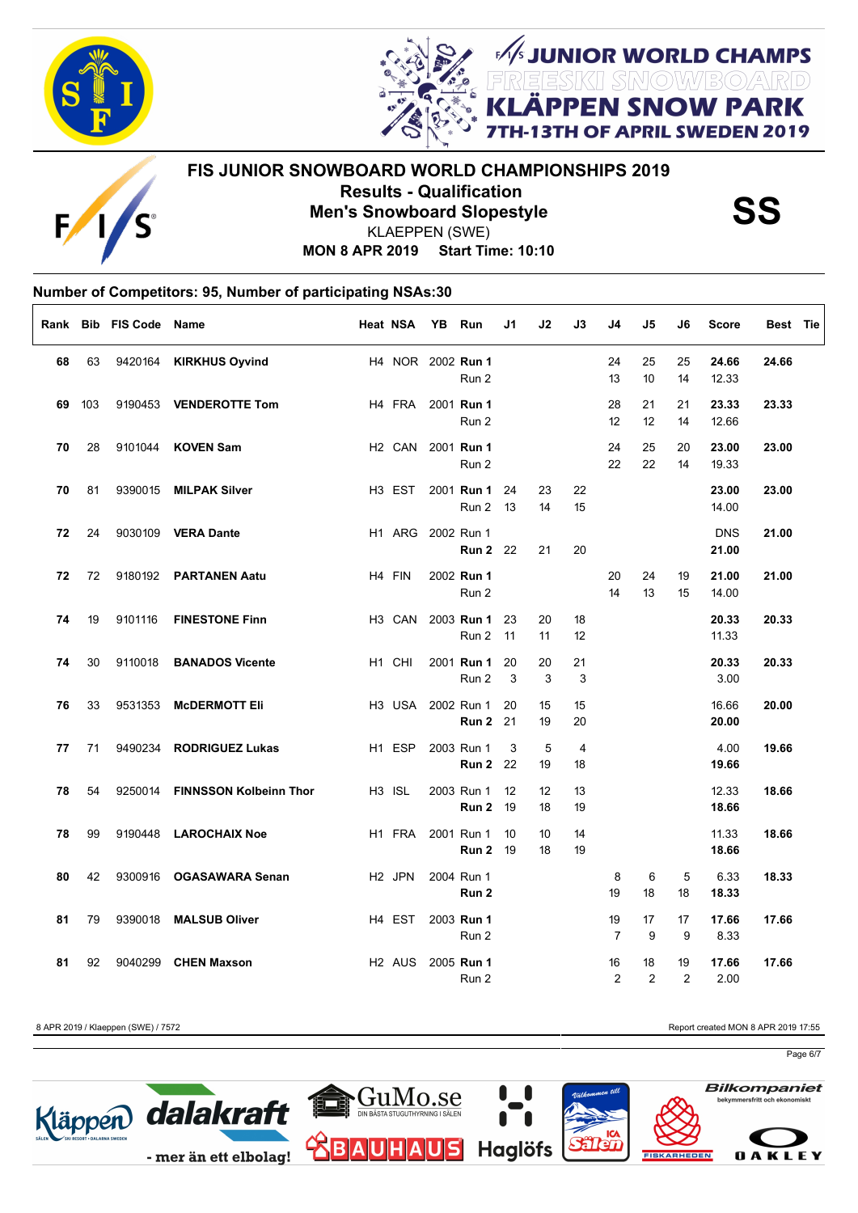# FIS JUNIOR SNOWBOARD WORLD CHAMPIONSHIPS 2019

## Results - Qualification

## Men's Snowboard Slopestyle

**SS**

KLAEPPEN (SWE)

**MON 8 APR 2019 Start Time: 10:10**

### Number of Competitors: 95, Number of participating NSAs:30

| Rank | Bib | FIS Code | Name | Heat | NSA | YB | Run | J1 | J2 | J3 | J4 | J5 | J6 | Score | Best | Tie |
|---|---|---|---|---|---|---|---|---|---|---|---|---|---|---|---|---|
| **68** | 63 | 9420164 | **KIRKHUS Oyvind** | H4 | NOR | 2002 | **Run 1** | | | | 24 | 25 | 25 | **24.66** | **24.66** | |
| | | | | | | | Run 2 | | | | 13 | 10 | 14 | 12.33 | | |
| **69** | 103 | 9190453 | **VENDEROTTE Tom** | H4 | FRA | 2001 | **Run 1** | | | | 28 | 21 | 21 | **23.33** | **23.33** | |
| | | | | | | | Run 2 | | | | 12 | 12 | 14 | 12.66 | | |
| **70** | 28 | 9101044 | **KOVEN Sam** | H2 | CAN | 2001 | **Run 1** | | | | 24 | 25 | 20 | **23.00** | **23.00** | |
| | | | | | | | Run 2 | | | | 22 | 22 | 14 | 19.33 | | |
| **70** | 81 | 9390015 | **MILPAK Silver** | H3 | EST | 2001 | **Run 1** | 24 | 23 | 22 | | | | **23.00** | **23.00** | |
| | | | | | | | Run 2 | 13 | 14 | 15 | | | | 14.00 | | |
| **72** | 24 | 9030109 | **VERA Dante** | H1 | ARG | 2002 | Run 1 | | | | | | | DNS | **21.00** | |
| | | | | | | | **Run 2** | 22 | 21 | 20 | | | | **21.00** | | |
| **72** | 72 | 9180192 | **PARTANEN Aatu** | H4 | FIN | 2002 | **Run 1** | | | | 20 | 24 | 19 | **21.00** | **21.00** | |
| | | | | | | | Run 2 | | | | 14 | 13 | 15 | 14.00 | | |
| **74** | 19 | 9101116 | **FINESTONE Finn** | H3 | CAN | 2003 | **Run 1** | 23 | 20 | 18 | | | | **20.33** | **20.33** | |
| | | | | | | | Run 2 | 11 | 11 | 12 | | | | 11.33 | | |
| **74** | 30 | 9110018 | **BANADOS Vicente** | H1 | CHI | 2001 | **Run 1** | 20 | 20 | 21 | | | | **20.33** | **20.33** | |
| | | | | | | | Run 2 | 3 | 3 | 3 | | | | 3.00 | | |
| **76** | 33 | 9531353 | **McDERMOTT Eli** | H3 | USA | 2002 | Run 1 | 20 | 15 | 15 | | | | 16.66 | **20.00** | |
| | | | | | | | **Run 2** | 21 | 19 | 20 | | | | **20.00** | | |
| **77** | 71 | 9490234 | **RODRIGUEZ Lukas** | H1 | ESP | 2003 | Run 1 | 3 | 5 | 4 | | | | 4.00 | **19.66** | |
| | | | | | | | **Run 2** | 22 | 19 | 18 | | | | **19.66** | | |
| **78** | 54 | 9250014 | **FINNSSON Kolbeinn Thor** | H3 | ISL | 2003 | Run 1 | 12 | 12 | 13 | | | | 12.33 | **18.66** | |
| | | | | | | | **Run 2** | 19 | 18 | 19 | | | | **18.66** | | |
| **78** | 99 | 9190448 | **LAROCHAIX Noe** | H1 | FRA | 2001 | Run 1 | 10 | 10 | 14 | | | | 11.33 | **18.66** | |
| | | | | | | | **Run 2** | 19 | 18 | 19 | | | | **18.66** | | |
| **80** | 42 | 9300916 | **OGASAWARA Senan** | H2 | JPN | 2004 | Run 1 | | | | 8 | 6 | 5 | 6.33 | **18.33** | |
| | | | | | | | **Run 2** | | | | 19 | 18 | 18 | **18.33** | | |
| **81** | 79 | 9390018 | **MALSUB Oliver** | H4 | EST | 2003 | **Run 1** | | | | 19 | 17 | 17 | **17.66** | **17.66** | |
| | | | | | | | Run 2 | | | | 7 | 9 | 9 | 8.33 | | |
| **81** | 92 | 9040299 | **CHEN Maxson** | H2 | AUS | 2005 | **Run 1** | | | | 16 | 18 | 19 | **17.66** | **17.66** | |
| | | | | | | | Run 2 | | | | 2 | 2 | 2 | 2.00 | | |

8 APR 2019 / Klaeppen (SWE) / 7572

Report created MON 8 APR 2019 17:55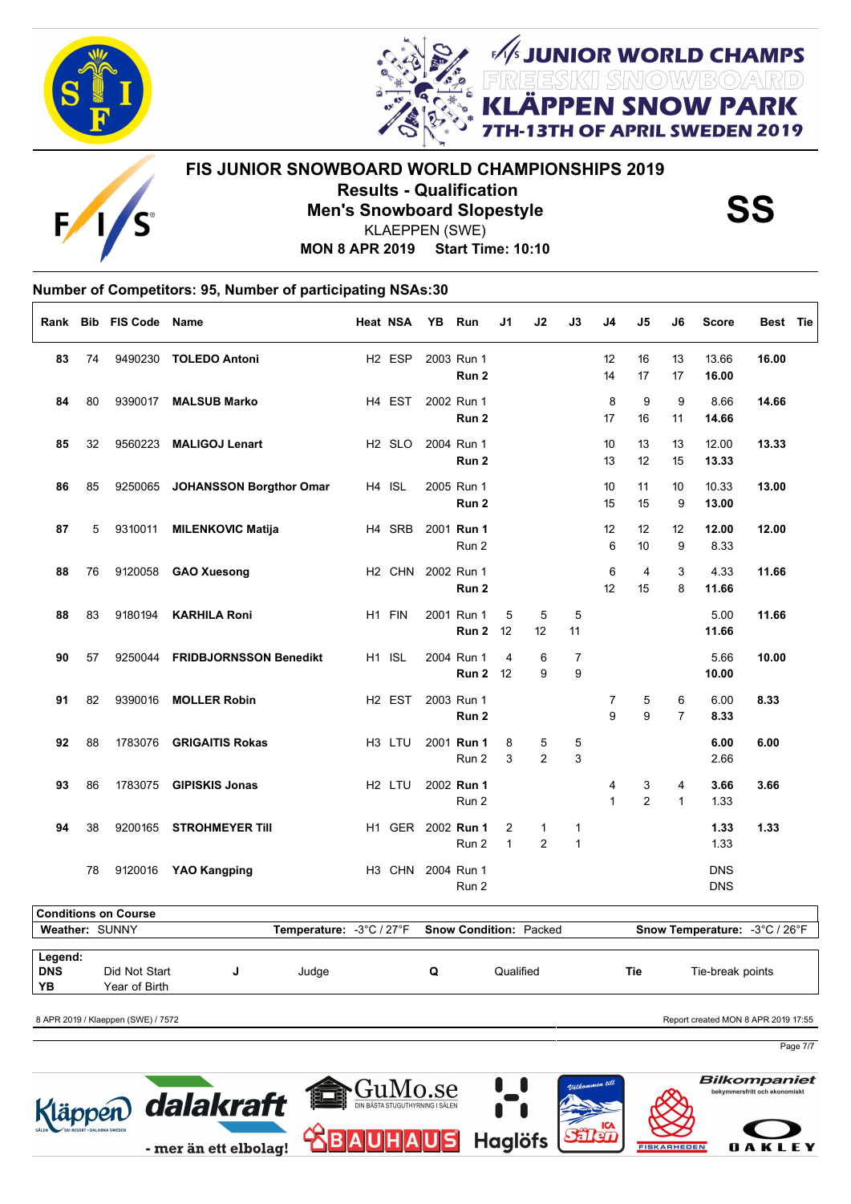# FIS JUNIOR SNOWBOARD WORLD CHAMPIONSHIPS 2019

## Results - Qualification

## Men's Snowboard Slopestyle

**SS**

KLAEPPEN (SWE)

**MON 8 APR 2019 Start Time: 10:10**

JUNIOR WORLD CHAMPS FREESKI SNOWBOARD KLÄPPEN SNOW PARK 7TH-13TH OF APRIL SWEDEN 2019

**Number of Competitors: 95, Number of participating NSAs:30**

| Rank | Bib | FIS Code | Name | Heat | NSA | YB | Run | J1 | J2 | J3 | J4 | J5 | J6 | Score | Best | Tie |
|---|---|---|---|---|---|---|---|---|---|---|---|---|---|---|---|---|
| 83 | 74 | 9490230 | **TOLEDO Antoni** | H2 | ESP | 2003 | Run 1 | | | | 12 | 16 | 13 | 13.66 | **16.00** | |
| | | | | | | | **Run 2** | | | | 14 | 17 | 17 | **16.00** | | |
| 84 | 80 | 9390017 | **MALSUB Marko** | H4 | EST | 2002 | Run 1 | | | | 8 | 9 | 9 | 8.66 | **14.66** | |
| | | | | | | | **Run 2** | | | | 17 | 16 | 11 | **14.66** | | |
| 85 | 32 | 9560223 | **MALIGOJ Lenart** | H2 | SLO | 2004 | Run 1 | | | | 10 | 13 | 13 | 12.00 | **13.33** | |
| | | | | | | | **Run 2** | | | | 13 | 12 | 15 | **13.33** | | |
| 86 | 85 | 9250065 | **JOHANSSON Borgthor Omar** | H4 | ISL | 2005 | Run 1 | | | | 10 | 11 | 10 | 10.33 | **13.00** | |
| | | | | | | | **Run 2** | | | | 15 | 15 | 9 | **13.00** | | |
| 87 | 5 | 9310011 | **MILENKOVIC Matija** | H4 | SRB | 2001 | **Run 1** | | | | 12 | 12 | 12 | **12.00** | **12.00** | |
| | | | | | | | Run 2 | | | | 6 | 10 | 9 | 8.33 | | |
| 88 | 76 | 9120058 | **GAO Xuesong** | H2 | CHN | 2002 | Run 1 | | | | 6 | 4 | 3 | 4.33 | **11.66** | |
| | | | | | | | **Run 2** | | | | 12 | 15 | 8 | **11.66** | | |
| 88 | 83 | 9180194 | **KARHILA Roni** | H1 | FIN | 2001 | Run 1 | 5 | 5 | 5 | | | | 5.00 | **11.66** | |
| | | | | | | | **Run 2** | 12 | 12 | 11 | | | | **11.66** | | |
| 90 | 57 | 9250044 | **FRIDBJORNSSON Benedikt** | H1 | ISL | 2004 | Run 1 | 4 | 6 | 7 | | | | 5.66 | **10.00** | |
| | | | | | | | **Run 2** | 12 | 9 | 9 | | | | **10.00** | | |
| 91 | 82 | 9390016 | **MOLLER Robin** | H2 | EST | 2003 | Run 1 | | | | 7 | 5 | 6 | 6.00 | **8.33** | |
| | | | | | | | **Run 2** | | | | 9 | 9 | 7 | **8.33** | | |
| 92 | 88 | 1783076 | **GRIGAITIS Rokas** | H3 | LTU | 2001 | **Run 1** | 8 | 5 | 5 | | | | **6.00** | **6.00** | |
| | | | | | | | Run 2 | 3 | 2 | 3 | | | | 2.66 | | |
| 93 | 86 | 1783075 | **GIPISKIS Jonas** | H2 | LTU | 2002 | **Run 1** | | | | 4 | 3 | 4 | **3.66** | **3.66** | |
| | | | | | | | Run 2 | | | | 1 | 2 | 1 | 1.33 | | |
| 94 | 38 | 9200165 | **STROHMEYER Till** | H1 | GER | 2002 | **Run 1** | 2 | 1 | 1 | | | | **1.33** | **1.33** | |
| | | | | | | | Run 2 | 1 | 2 | 1 | | | | 1.33 | | |
| | 78 | 9120016 | **YAO Kangping** | H3 | CHN | 2004 | Run 1 | | | | | | | DNS | | |
| | | | | | | | Run 2 | | | | | | | DNS | | |

**Conditions on Course**

**Weather:** SUNNY | **Temperature:** -3°C / 27°F | **Snow Condition:** Packed | **Snow Temperature:** -3°C / 26°F

**Legend:**

| | | | | | | | |
|---|---|---|---|---|---|---|---|
| **DNS** | Did Not Start | **J** | Judge | **Q** | Qualified | **Tie** | Tie-break points |
| **YB** | Year of Birth | | | | | | |

8 APR 2019 / Klaeppen (SWE) / 7572

Report created MON 8 APR 2019 17:55